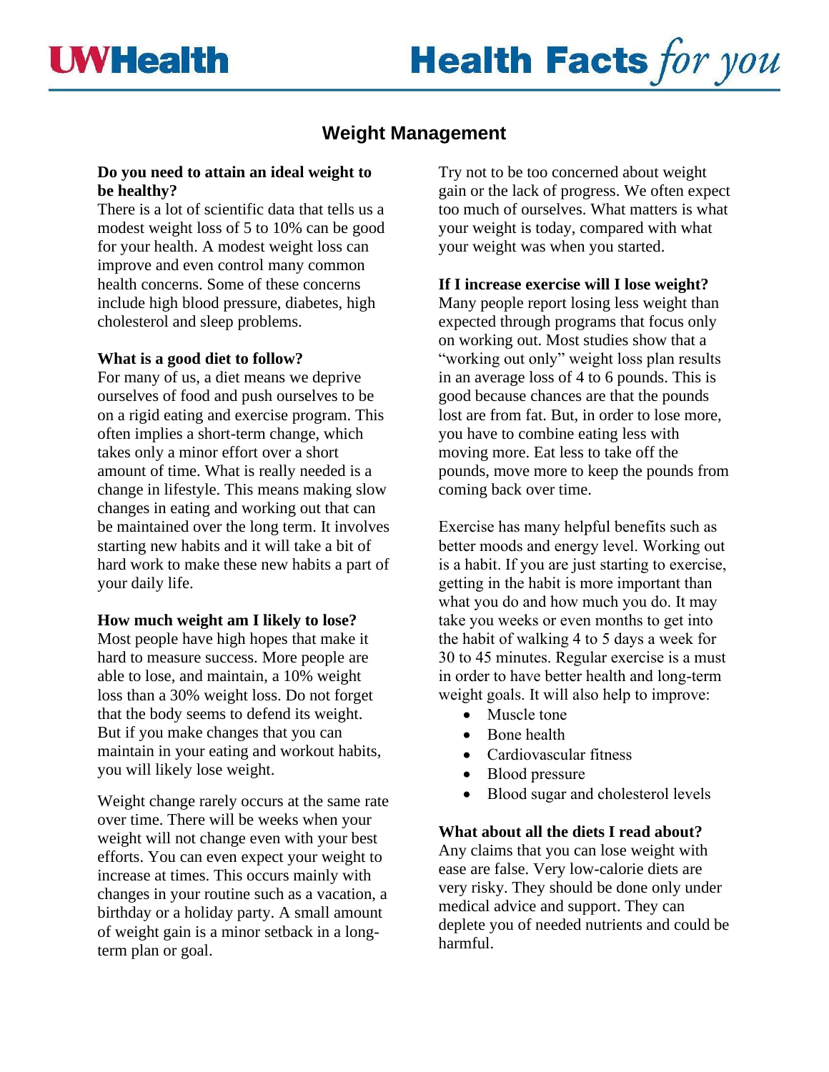# Weight Management

**Do you need to attain an ideal weight to be healthy?**
There is a lot of scientific data that tells us a modest weight loss of 5 to 10% can be good for your health. A modest weight loss can improve and even control many common health concerns. Some of these concerns include high blood pressure, diabetes, high cholesterol and sleep problems.

**What is a good diet to follow?**
For many of us, a diet means we deprive ourselves of food and push ourselves to be on a rigid eating and exercise program. This often implies a short-term change, which takes only a minor effort over a short amount of time. What is really needed is a change in lifestyle. This means making slow changes in eating and working out that can be maintained over the long term. It involves starting new habits and it will take a bit of hard work to make these new habits a part of your daily life.

**How much weight am I likely to lose?**
Most people have high hopes that make it hard to measure success. More people are able to lose, and maintain, a 10% weight loss than a 30% weight loss. Do not forget that the body seems to defend its weight. But if you make changes that you can maintain in your eating and workout habits, you will likely lose weight.

Weight change rarely occurs at the same rate over time. There will be weeks when your weight will not change even with your best efforts. You can even expect your weight to increase at times. This occurs mainly with changes in your routine such as a vacation, a birthday or a holiday party. A small amount of weight gain is a minor setback in a long-term plan or goal.

Try not to be too concerned about weight gain or the lack of progress. We often expect too much of ourselves. What matters is what your weight is today, compared with what your weight was when you started.

**If I increase exercise will I lose weight?**
Many people report losing less weight than expected through programs that focus only on working out. Most studies show that a "working out only" weight loss plan results in an average loss of 4 to 6 pounds. This is good because chances are that the pounds lost are from fat. But, in order to lose more, you have to combine eating less with moving more. Eat less to take off the pounds, move more to keep the pounds from coming back over time.

Exercise has many helpful benefits such as better moods and energy level. Working out is a habit. If you are just starting to exercise, getting in the habit is more important than what you do and how much you do. It may take you weeks or even months to get into the habit of walking 4 to 5 days a week for 30 to 45 minutes. Regular exercise is a must in order to have better health and long-term weight goals. It will also help to improve:

- Muscle tone
- Bone health
- Cardiovascular fitness
- Blood pressure
- Blood sugar and cholesterol levels

**What about all the diets I read about?**
Any claims that you can lose weight with ease are false. Very low-calorie diets are very risky. They should be done only under medical advice and support. They can deplete you of needed nutrients and could be harmful.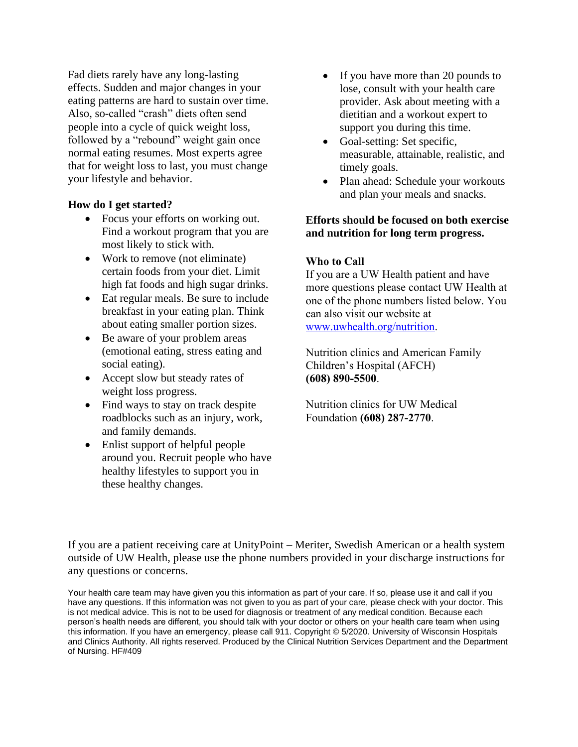Fad diets rarely have any long-lasting effects. Sudden and major changes in your eating patterns are hard to sustain over time. Also, so-called "crash" diets often send people into a cycle of quick weight loss, followed by a "rebound" weight gain once normal eating resumes. Most experts agree that for weight loss to last, you must change your lifestyle and behavior.

**How do I get started?**

- Focus your efforts on working out. Find a workout program that you are most likely to stick with.
- Work to remove (not eliminate) certain foods from your diet. Limit high fat foods and high sugar drinks.
- Eat regular meals. Be sure to include breakfast in your eating plan. Think about eating smaller portion sizes.
- Be aware of your problem areas (emotional eating, stress eating and social eating).
- Accept slow but steady rates of weight loss progress.
- Find ways to stay on track despite roadblocks such as an injury, work, and family demands.
- Enlist support of helpful people around you. Recruit people who have healthy lifestyles to support you in these healthy changes.
- If you have more than 20 pounds to lose, consult with your health care provider. Ask about meeting with a dietitian and a workout expert to support you during this time.
- Goal-setting: Set specific, measurable, attainable, realistic, and timely goals.
- Plan ahead: Schedule your workouts and plan your meals and snacks.

**Efforts should be focused on both exercise and nutrition for long term progress.**

**Who to Call**

If you are a UW Health patient and have more questions please contact UW Health at one of the phone numbers listed below. You can also visit our website at www.uwhealth.org/nutrition.

Nutrition clinics and American Family Children's Hospital (AFCH) **(608) 890-5500**.

Nutrition clinics for UW Medical Foundation **(608) 287-2770**.

If you are a patient receiving care at UnityPoint – Meriter, Swedish American or a health system outside of UW Health, please use the phone numbers provided in your discharge instructions for any questions or concerns.

Your health care team may have given you this information as part of your care. If so, please use it and call if you have any questions. If this information was not given to you as part of your care, please check with your doctor. This is not medical advice. This is not to be used for diagnosis or treatment of any medical condition. Because each person's health needs are different, you should talk with your doctor or others on your health care team when using this information. If you have an emergency, please call 911. Copyright © 5/2020. University of Wisconsin Hospitals and Clinics Authority. All rights reserved. Produced by the Clinical Nutrition Services Department and the Department of Nursing. HF#409